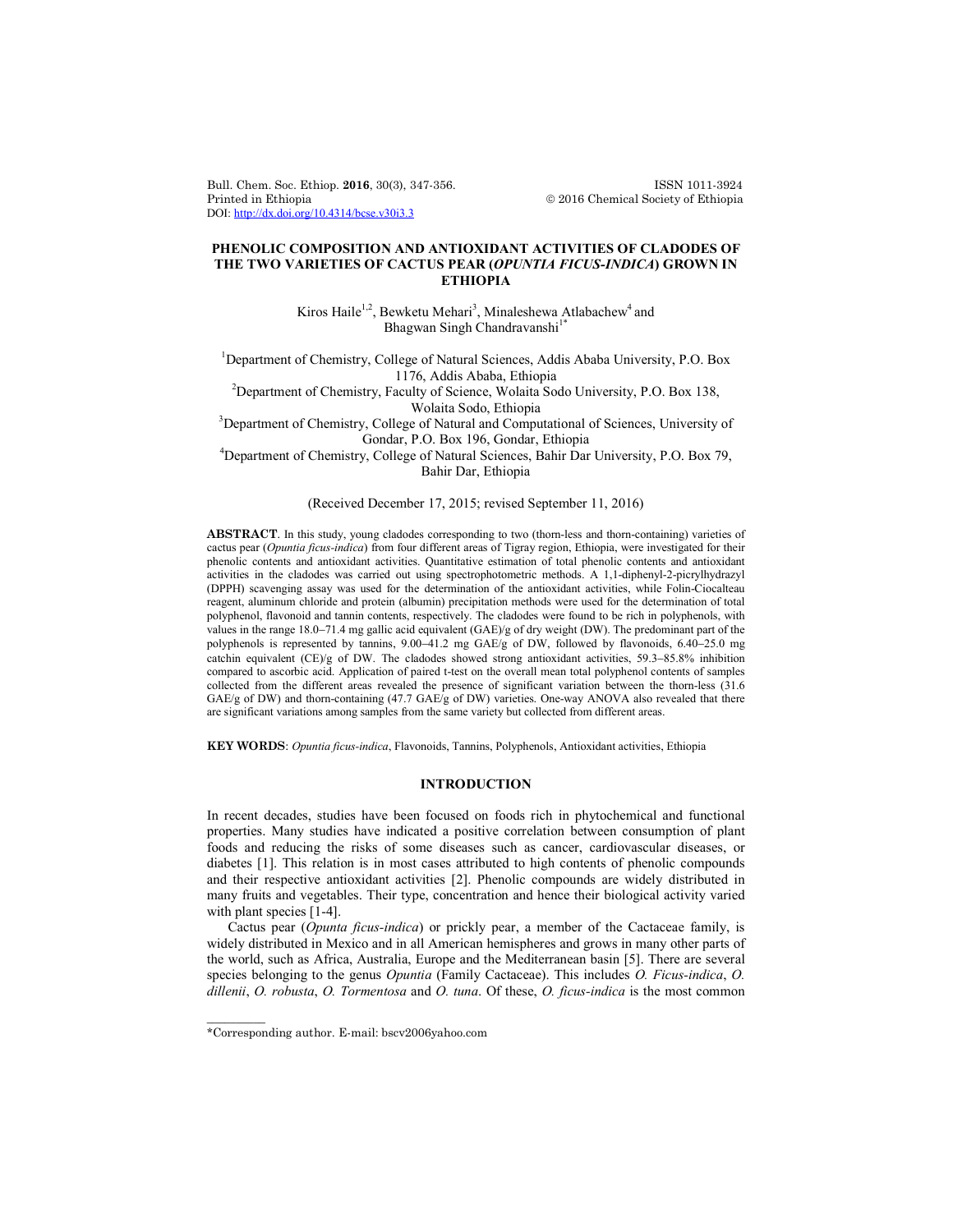# PHENOLIC COMPOSITION AND ANTIOXIDANT ACTIVITIES OF CLADODES OF THE TWO VARIETIES OF CACTUS PEAR (*OPUNTIA FICUS-INDICA*) GROWN IN ETHIOPIA

Kiros Haile[1,2], Bewketu Mehari[3], Minaleshewa Atlabachew[4] and Bhagwan Singh Chandravanshi[1*]

[1]Department of Chemistry, College of Natural Sciences, Addis Ababa University, P.O. Box 1176, Addis Ababa, Ethiopia

[2]Department of Chemistry, Faculty of Science, Wolaita Sodo University, P.O. Box 138, Wolaita Sodo, Ethiopia

[3]Department of Chemistry, College of Natural and Computational of Sciences, University of Gondar, P.O. Box 196, Gondar, Ethiopia

[4]Department of Chemistry, College of Natural Sciences, Bahir Dar University, P.O. Box 79, Bahir Dar, Ethiopia

(Received December 17, 2015; revised September 11, 2016)

**ABSTRACT**. In this study, young cladodes corresponding to two (thorn-less and thorn-containing) varieties of cactus pear (*Opuntia ficus-indica*) from four different areas of Tigray region, Ethiopia, were investigated for their phenolic contents and antioxidant activities. Quantitative estimation of total phenolic contents and antioxidant activities in the cladodes was carried out using spectrophotometric methods. A 1,1-diphenyl-2-picrylhydrazyl (DPPH) scavenging assay was used for the determination of the antioxidant activities, while Folin-Ciocalteau reagent, aluminum chloride and protein (albumin) precipitation methods were used for the determination of total polyphenol, flavonoid and tannin contents, respectively. The cladodes were found to be rich in polyphenols, with values in the range 18.0–71.4 mg gallic acid equivalent (GAE)/g of dry weight (DW). The predominant part of the polyphenols is represented by tannins, 9.00–41.2 mg GAE/g of DW, followed by flavonoids, 6.40–25.0 mg catchin equivalent (CE)/g of DW. The cladodes showed strong antioxidant activities, 59.3–85.8% inhibition compared to ascorbic acid. Application of paired t-test on the overall mean total polyphenol contents of samples collected from the different areas revealed the presence of significant variation between the thorn-less (31.6 GAE/g of DW) and thorn-containing (47.7 GAE/g of DW) varieties. One-way ANOVA also revealed that there are significant variations among samples from the same variety but collected from different areas.

**KEY WORDS**: *Opuntia ficus-indica*, Flavonoids, Tannins, Polyphenols, Antioxidant activities, Ethiopia

## INTRODUCTION

In recent decades, studies have been focused on foods rich in phytochemical and functional properties. Many studies have indicated a positive correlation between consumption of plant foods and reducing the risks of some diseases such as cancer, cardiovascular diseases, or diabetes [1]. This relation is in most cases attributed to high contents of phenolic compounds and their respective antioxidant activities [2]. Phenolic compounds are widely distributed in many fruits and vegetables. Their type, concentration and hence their biological activity varied with plant species [1-4].

Cactus pear (*Opunta ficus-indica*) or prickly pear, a member of the Cactaceae family, is widely distributed in Mexico and in all American hemispheres and grows in many other parts of the world, such as Africa, Australia, Europe and the Mediterranean basin [5]. There are several species belonging to the genus *Opuntia* (Family Cactaceae). This includes *O. Ficus-indica*, *O. dillenii*, *O. robusta*, *O. Tormentosa* and *O. tuna*. Of these, *O. ficus-indica* is the most common

\*Corresponding author. E-mail: bscv2006yahoo.com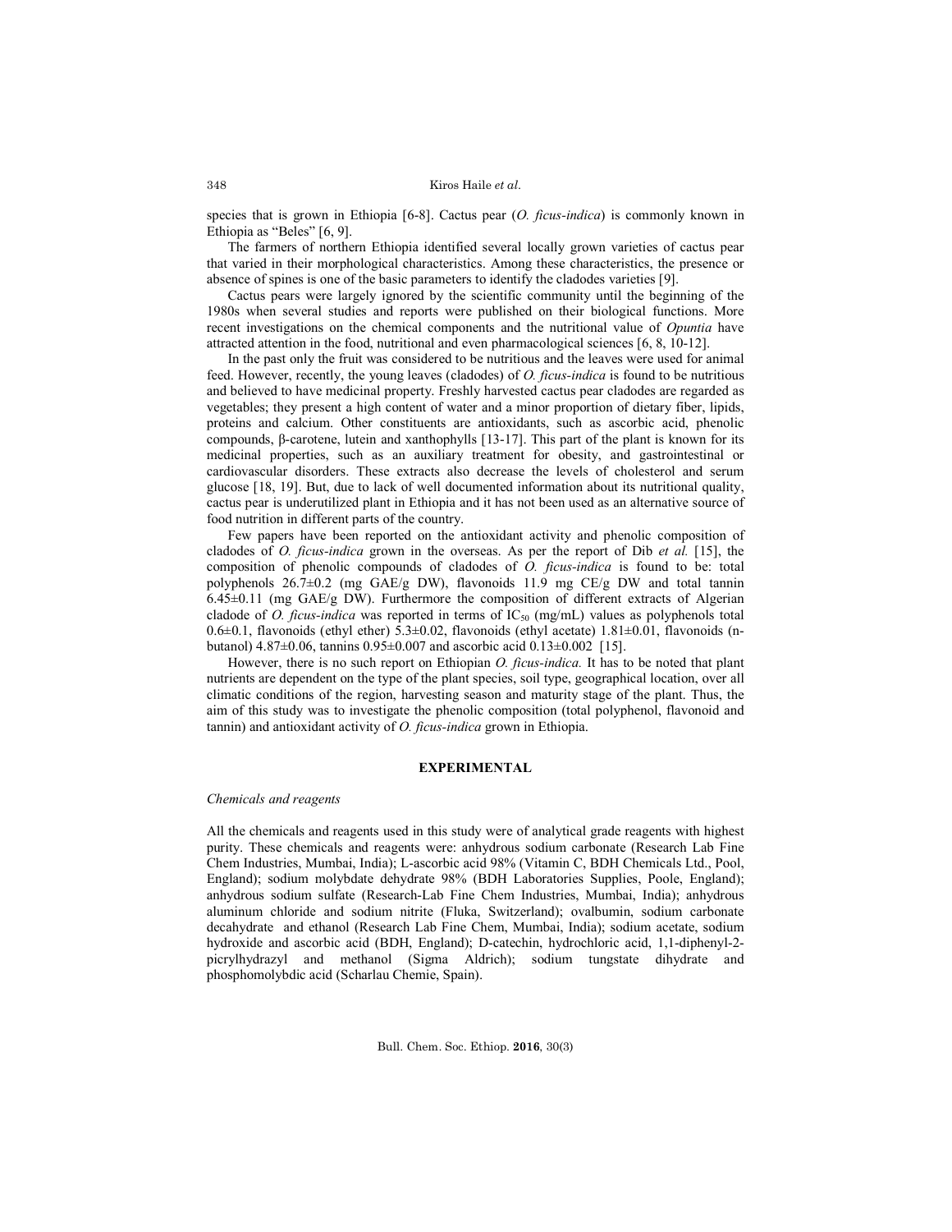species that is grown in Ethiopia [6-8]. Cactus pear (*O. ficus-indica*) is commonly known in Ethiopia as "Beles" [6, 9].

The farmers of northern Ethiopia identified several locally grown varieties of cactus pear that varied in their morphological characteristics. Among these characteristics, the presence or absence of spines is one of the basic parameters to identify the cladodes varieties [9].

Cactus pears were largely ignored by the scientific community until the beginning of the 1980s when several studies and reports were published on their biological functions. More recent investigations on the chemical components and the nutritional value of *Opuntia* have attracted attention in the food, nutritional and even pharmacological sciences [6, 8, 10-12].

In the past only the fruit was considered to be nutritious and the leaves were used for animal feed. However, recently, the young leaves (cladodes) of *O. ficus-indica* is found to be nutritious and believed to have medicinal property. Freshly harvested cactus pear cladodes are regarded as vegetables; they present a high content of water and a minor proportion of dietary fiber, lipids, proteins and calcium. Other constituents are antioxidants, such as ascorbic acid, phenolic compounds, β-carotene, lutein and xanthophylls [13-17]. This part of the plant is known for its medicinal properties, such as an auxiliary treatment for obesity, and gastrointestinal or cardiovascular disorders. These extracts also decrease the levels of cholesterol and serum glucose [18, 19]. But, due to lack of well documented information about its nutritional quality, cactus pear is underutilized plant in Ethiopia and it has not been used as an alternative source of food nutrition in different parts of the country.

Few papers have been reported on the antioxidant activity and phenolic composition of cladodes of *O. ficus-indica* grown in the overseas. As per the report of Dib *et al.* [15], the composition of phenolic compounds of cladodes of *O. ficus-indica* is found to be: total polyphenols 26.7±0.2 (mg GAE/g DW), flavonoids 11.9 mg CE/g DW and total tannin 6.45±0.11 (mg GAE/g DW). Furthermore the composition of different extracts of Algerian cladode of *O. ficus-indica* was reported in terms of $IC_{50}$ (mg/mL) values as polyphenols total 0.6±0.1, flavonoids (ethyl ether) 5.3±0.02, flavonoids (ethyl acetate) 1.81±0.01, flavonoids (n-butanol) 4.87±0.06, tannins 0.95±0.007 and ascorbic acid 0.13±0.002 [15].

However, there is no such report on Ethiopian *O. ficus-indica.* It has to be noted that plant nutrients are dependent on the type of the plant species, soil type, geographical location, over all climatic conditions of the region, harvesting season and maturity stage of the plant. Thus, the aim of this study was to investigate the phenolic composition (total polyphenol, flavonoid and tannin) and antioxidant activity of *O. ficus-indica* grown in Ethiopia.

## EXPERIMENTAL

### *Chemicals and reagents*

All the chemicals and reagents used in this study were of analytical grade reagents with highest purity. These chemicals and reagents were: anhydrous sodium carbonate (Research Lab Fine Chem Industries, Mumbai, India); L-ascorbic acid 98% (Vitamin C, BDH Chemicals Ltd., Pool, England); sodium molybdate dehydrate 98% (BDH Laboratories Supplies, Poole, England); anhydrous sodium sulfate (Research-Lab Fine Chem Industries, Mumbai, India); anhydrous aluminum chloride and sodium nitrite (Fluka, Switzerland); ovalbumin, sodium carbonate decahydrate and ethanol (Research Lab Fine Chem, Mumbai, India); sodium acetate, sodium hydroxide and ascorbic acid (BDH, England); D-catechin, hydrochloric acid, 1,1-diphenyl-2-picrylhydrazyl and methanol (Sigma Aldrich); sodium tungstate dihydrate and phosphomolybdic acid (Scharlau Chemie, Spain).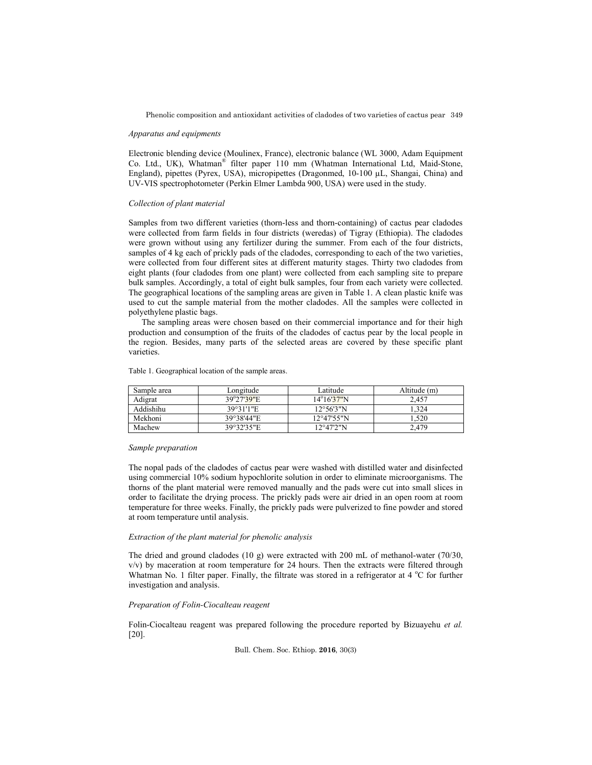*Apparatus and equipments*

Electronic blending device (Moulinex, France), electronic balance (WL 3000, Adam Equipment Co. Ltd., UK), Whatman® filter paper 110 mm (Whatman International Ltd, Maid-Stone, England), pipettes (Pyrex, USA), micropipettes (Dragonmed, 10-100 µL, Shangai, China) and UV-VIS spectrophotometer (Perkin Elmer Lambda 900, USA) were used in the study.

*Collection of plant material*

Samples from two different varieties (thorn-less and thorn-containing) of cactus pear cladodes were collected from farm fields in four districts (weredas) of Tigray (Ethiopia). The cladodes were grown without using any fertilizer during the summer. From each of the four districts, samples of 4 kg each of prickly pads of the cladodes, corresponding to each of the two varieties, were collected from four different sites at different maturity stages. Thirty two cladodes from eight plants (four cladodes from one plant) were collected from each sampling site to prepare bulk samples. Accordingly, a total of eight bulk samples, four from each variety were collected. The geographical locations of the sampling areas are given in Table 1. A clean plastic knife was used to cut the sample material from the mother cladodes. All the samples were collected in polyethylene plastic bags.

The sampling areas were chosen based on their commercial importance and for their high production and consumption of the fruits of the cladodes of cactus pear by the local people in the region. Besides, many parts of the selected areas are covered by these specific plant varieties.

Table 1. Geographical location of the sample areas.

| Sample area | Longitude | Latitude | Altitude (m) |
|---|---|---|---|
| Adigrat | 39°27'39"E | 14°16'37"N | 2,457 |
| Addishihu | 39°31'1"E | 12°56'3"N | 1,324 |
| Mekhoni | 39°38'44"E | 12°47'55"N | 1,520 |
| Machew | 39°32'35"E | 12°47'2"N | 2,479 |

*Sample preparation*

The nopal pads of the cladodes of cactus pear were washed with distilled water and disinfected using commercial 10% sodium hypochlorite solution in order to eliminate microorganisms. The thorns of the plant material were removed manually and the pads were cut into small slices in order to facilitate the drying process. The prickly pads were air dried in an open room at room temperature for three weeks. Finally, the prickly pads were pulverized to fine powder and stored at room temperature until analysis.

*Extraction of the plant material for phenolic analysis*

The dried and ground cladodes (10 g) were extracted with 200 mL of methanol-water (70/30, v/v) by maceration at room temperature for 24 hours. Then the extracts were filtered through Whatman No. 1 filter paper. Finally, the filtrate was stored in a refrigerator at 4 °C for further investigation and analysis.

*Preparation of Folin-Ciocalteau reagent*

Folin-Ciocalteau reagent was prepared following the procedure reported by Bizuayehu *et al.* [20].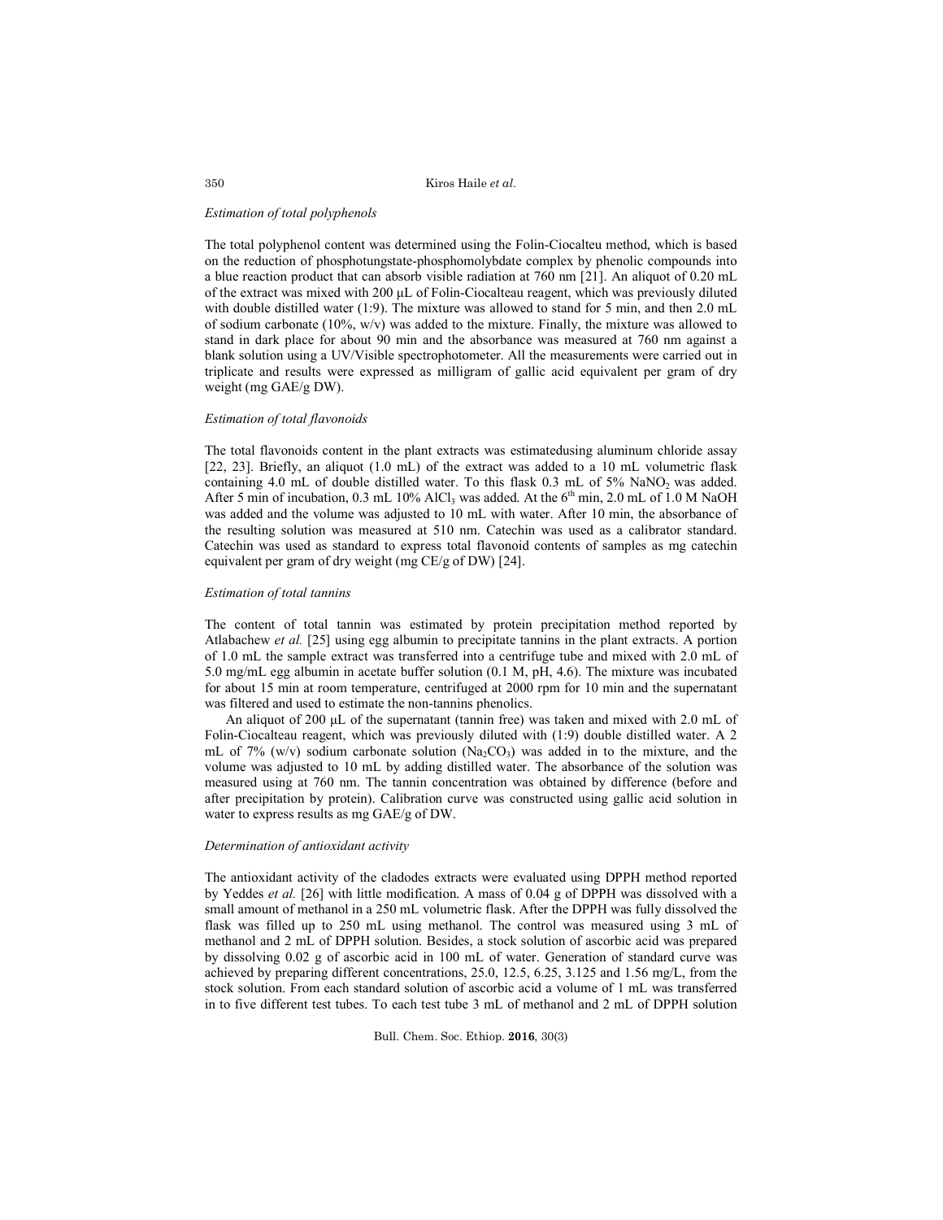### *Estimation of total polyphenols*

The total polyphenol content was determined using the Folin-Ciocalteu method, which is based on the reduction of phosphotungstate-phosphomolybdate complex by phenolic compounds into a blue reaction product that can absorb visible radiation at 760 nm [21]. An aliquot of 0.20 mL of the extract was mixed with 200 µL of Folin-Ciocalteau reagent, which was previously diluted with double distilled water (1:9). The mixture was allowed to stand for 5 min, and then 2.0 mL of sodium carbonate (10%, w/v) was added to the mixture. Finally, the mixture was allowed to stand in dark place for about 90 min and the absorbance was measured at 760 nm against a blank solution using a UV/Visible spectrophotometer. All the measurements were carried out in triplicate and results were expressed as milligram of gallic acid equivalent per gram of dry weight (mg GAE/g DW).

### *Estimation of total flavonoids*

The total flavonoids content in the plant extracts was estimatedusing aluminum chloride assay [22, 23]. Briefly, an aliquot (1.0 mL) of the extract was added to a 10 mL volumetric flask containing 4.0 mL of double distilled water. To this flask 0.3 mL of 5% $NaNO_2$ was added. After 5 min of incubation, 0.3 mL 10% $AlCl_3$ was added. At the 6$^{th}$ min, 2.0 mL of 1.0 M NaOH was added and the volume was adjusted to 10 mL with water. After 10 min, the absorbance of the resulting solution was measured at 510 nm. Catechin was used as a calibrator standard. Catechin was used as standard to express total flavonoid contents of samples as mg catechin equivalent per gram of dry weight (mg CE/g of DW) [24].

### *Estimation of total tannins*

The content of total tannin was estimated by protein precipitation method reported by Atlabachew *et al.* [25] using egg albumin to precipitate tannins in the plant extracts. A portion of 1.0 mL the sample extract was transferred into a centrifuge tube and mixed with 2.0 mL of 5.0 mg/mL egg albumin in acetate buffer solution (0.1 M, pH, 4.6). The mixture was incubated for about 15 min at room temperature, centrifuged at 2000 rpm for 10 min and the supernatant was filtered and used to estimate the non-tannins phenolics.

An aliquot of 200 µL of the supernatant (tannin free) was taken and mixed with 2.0 mL of Folin-Ciocalteau reagent, which was previously diluted with (1:9) double distilled water. A 2 mL of 7% (w/v) sodium carbonate solution ($Na_2CO_3$) was added in to the mixture, and the volume was adjusted to 10 mL by adding distilled water. The absorbance of the solution was measured using at 760 nm. The tannin concentration was obtained by difference (before and after precipitation by protein). Calibration curve was constructed using gallic acid solution in water to express results as mg GAE/g of DW.

### *Determination of antioxidant activity*

The antioxidant activity of the cladodes extracts were evaluated using DPPH method reported by Yeddes *et al.* [26] with little modification. A mass of 0.04 g of DPPH was dissolved with a small amount of methanol in a 250 mL volumetric flask. After the DPPH was fully dissolved the flask was filled up to 250 mL using methanol. The control was measured using 3 mL of methanol and 2 mL of DPPH solution. Besides, a stock solution of ascorbic acid was prepared by dissolving 0.02 g of ascorbic acid in 100 mL of water. Generation of standard curve was achieved by preparing different concentrations, 25.0, 12.5, 6.25, 3.125 and 1.56 mg/L, from the stock solution. From each standard solution of ascorbic acid a volume of 1 mL was transferred in to five different test tubes. To each test tube 3 mL of methanol and 2 mL of DPPH solution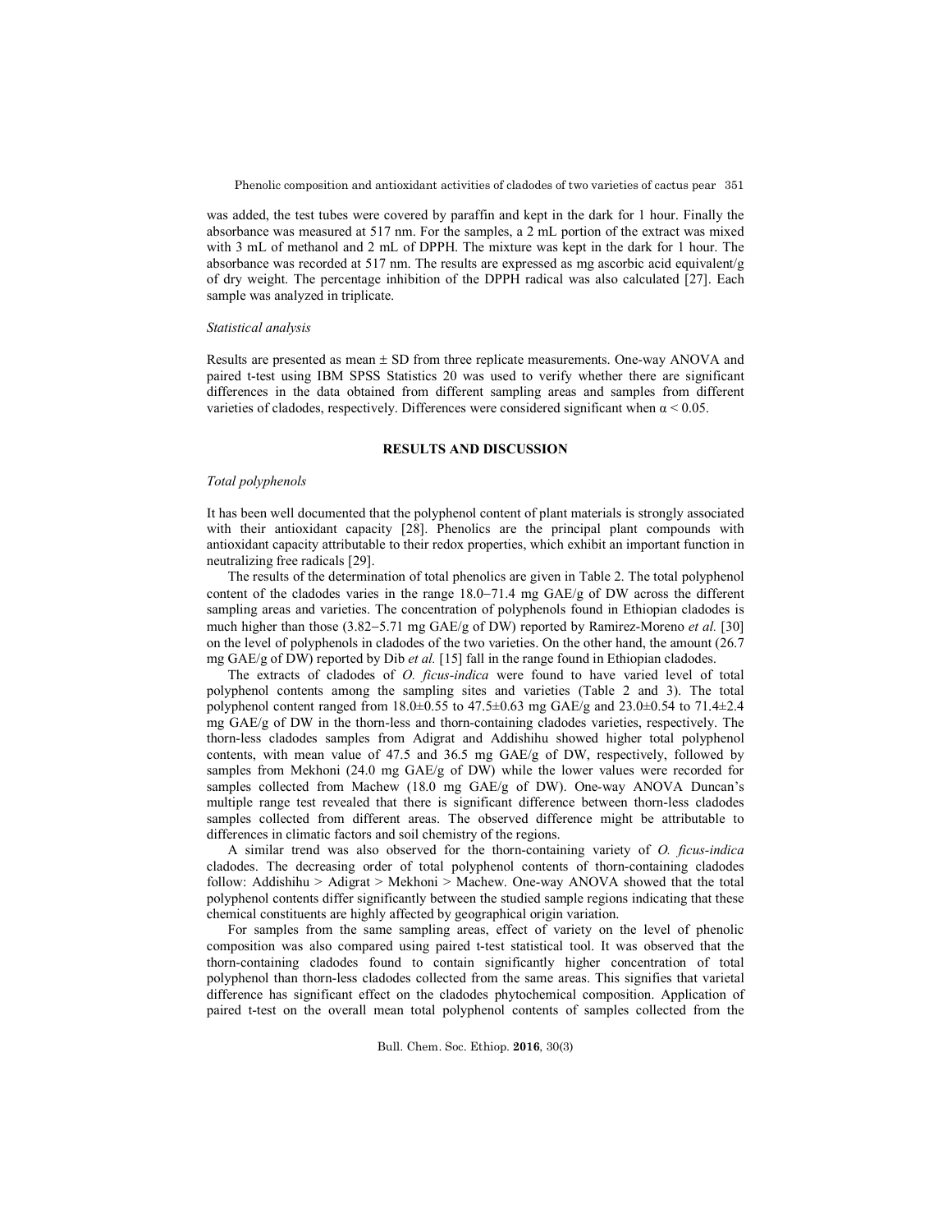was added, the test tubes were covered by paraffin and kept in the dark for 1 hour. Finally the absorbance was measured at 517 nm. For the samples, a 2 mL portion of the extract was mixed with 3 mL of methanol and 2 mL of DPPH. The mixture was kept in the dark for 1 hour. The absorbance was recorded at 517 nm. The results are expressed as mg ascorbic acid equivalent/g of dry weight. The percentage inhibition of the DPPH radical was also calculated [27]. Each sample was analyzed in triplicate.

*Statistical analysis*

Results are presented as mean ± SD from three replicate measurements. One-way ANOVA and paired t-test using IBM SPSS Statistics 20 was used to verify whether there are significant differences in the data obtained from different sampling areas and samples from different varieties of cladodes, respectively. Differences were considered significant when $\alpha < 0.05$.

## RESULTS AND DISCUSSION

*Total polyphenols*

It has been well documented that the polyphenol content of plant materials is strongly associated with their antioxidant capacity [28]. Phenolics are the principal plant compounds with antioxidant capacity attributable to their redox properties, which exhibit an important function in neutralizing free radicals [29].

The results of the determination of total phenolics are given in Table 2. The total polyphenol content of the cladodes varies in the range 18.0–71.4 mg GAE/g of DW across the different sampling areas and varieties. The concentration of polyphenols found in Ethiopian cladodes is much higher than those (3.82–5.71 mg GAE/g of DW) reported by Ramirez-Moreno *et al.* [30] on the level of polyphenols in cladodes of the two varieties. On the other hand, the amount (26.7 mg GAE/g of DW) reported by Dib *et al.* [15] fall in the range found in Ethiopian cladodes.

The extracts of cladodes of *O. ficus-indica* were found to have varied level of total polyphenol contents among the sampling sites and varieties (Table 2 and 3). The total polyphenol content ranged from 18.0±0.55 to 47.5±0.63 mg GAE/g and 23.0±0.54 to 71.4±2.4 mg GAE/g of DW in the thorn-less and thorn-containing cladodes varieties, respectively. The thorn-less cladodes samples from Adigrat and Addishihu showed higher total polyphenol contents, with mean value of 47.5 and 36.5 mg GAE/g of DW, respectively, followed by samples from Mekhoni (24.0 mg GAE/g of DW) while the lower values were recorded for samples collected from Machew (18.0 mg GAE/g of DW). One-way ANOVA Duncan's multiple range test revealed that there is significant difference between thorn-less cladodes samples collected from different areas. The observed difference might be attributable to differences in climatic factors and soil chemistry of the regions.

A similar trend was also observed for the thorn-containing variety of *O. ficus-indica* cladodes. The decreasing order of total polyphenol contents of thorn-containing cladodes follow: Addishihu > Adigrat > Mekhoni > Machew. One-way ANOVA showed that the total polyphenol contents differ significantly between the studied sample regions indicating that these chemical constituents are highly affected by geographical origin variation.

For samples from the same sampling areas, effect of variety on the level of phenolic composition was also compared using paired t-test statistical tool. It was observed that the thorn-containing cladodes found to contain significantly higher concentration of total polyphenol than thorn-less cladodes collected from the same areas. This signifies that varietal difference has significant effect on the cladodes phytochemical composition. Application of paired t-test on the overall mean total polyphenol contents of samples collected from the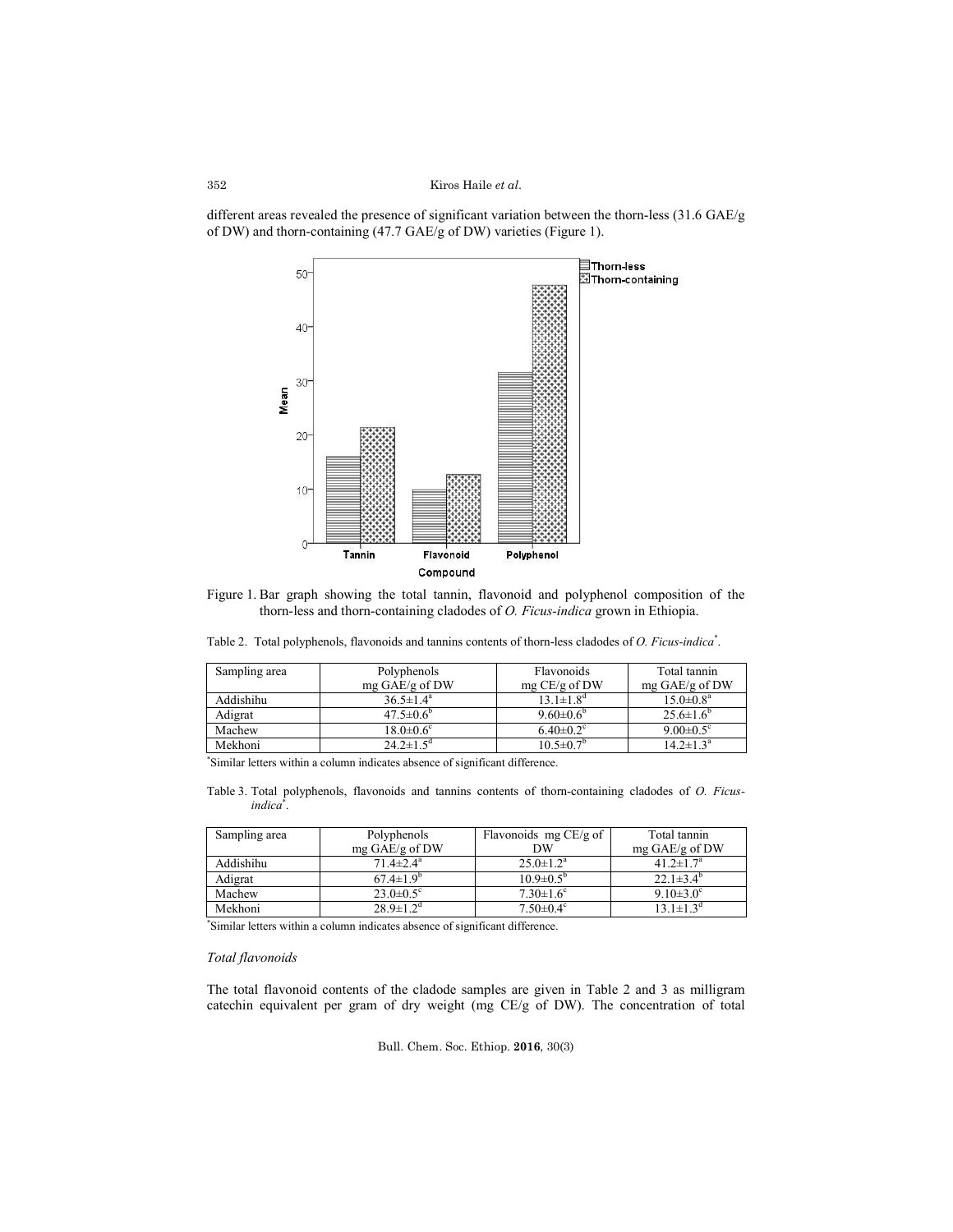different areas revealed the presence of significant variation between the thorn-less (31.6 GAE/g of DW) and thorn-containing (47.7 GAE/g of DW) varieties (Figure 1).

Figure 1. Bar graph showing the total tannin, flavonoid and polyphenol composition of the thorn-less and thorn-containing cladodes of *O. Ficus-indica* grown in Ethiopia.

Table 2. Total polyphenols, flavonoids and tannins contents of thorn-less cladodes of *O. Ficus-indica*[*].

| Sampling area | Polyphenols mg GAE/g of DW | Flavonoids mg CE/g of DW | Total tannin mg GAE/g of DW |
|---|---|---|---|
| Addishihu | 36.5±1.4[a] | 13.1±1.8[d] | 15.0±0.8[a] |
| Adigrat | 47.5±0.6[b] | 9.60±0.6[b] | 25.6±1.6[b] |
| Machew | 18.0±0.6[c] | 6.40±0.2[c] | 9.00±0.5[c] |
| Mekhoni | 24.2±1.5[d] | 10.5±0.7[b] | 14.2±1.3[a] |

[*]Similar letters within a column indicates absence of significant difference.

Table 3. Total polyphenols, flavonoids and tannins contents of thorn-containing cladodes of *O. Ficus-indica*[*].

| Sampling area | Polyphenols mg GAE/g of DW | Flavonoids mg CE/g of DW | Total tannin mg GAE/g of DW |
|---|---|---|---|
| Addishihu | 71.4±2.4[a] | 25.0±1.2[a] | 41.2±1.7[a] |
| Adigrat | 67.4±1.9[b] | 10.9±0.5[b] | 22.1±3.4[b] |
| Machew | 23.0±0.5[c] | 7.30±1.6[c] | 9.10±3.0[c] |
| Mekhoni | 28.9±1.2[d] | 7.50±0.4[c] | 13.1±1.3[d] |

[*]Similar letters within a column indicates absence of significant difference.

*Total flavonoids*

The total flavonoid contents of the cladode samples are given in Table 2 and 3 as milligram catechin equivalent per gram of dry weight (mg CE/g of DW). The concentration of total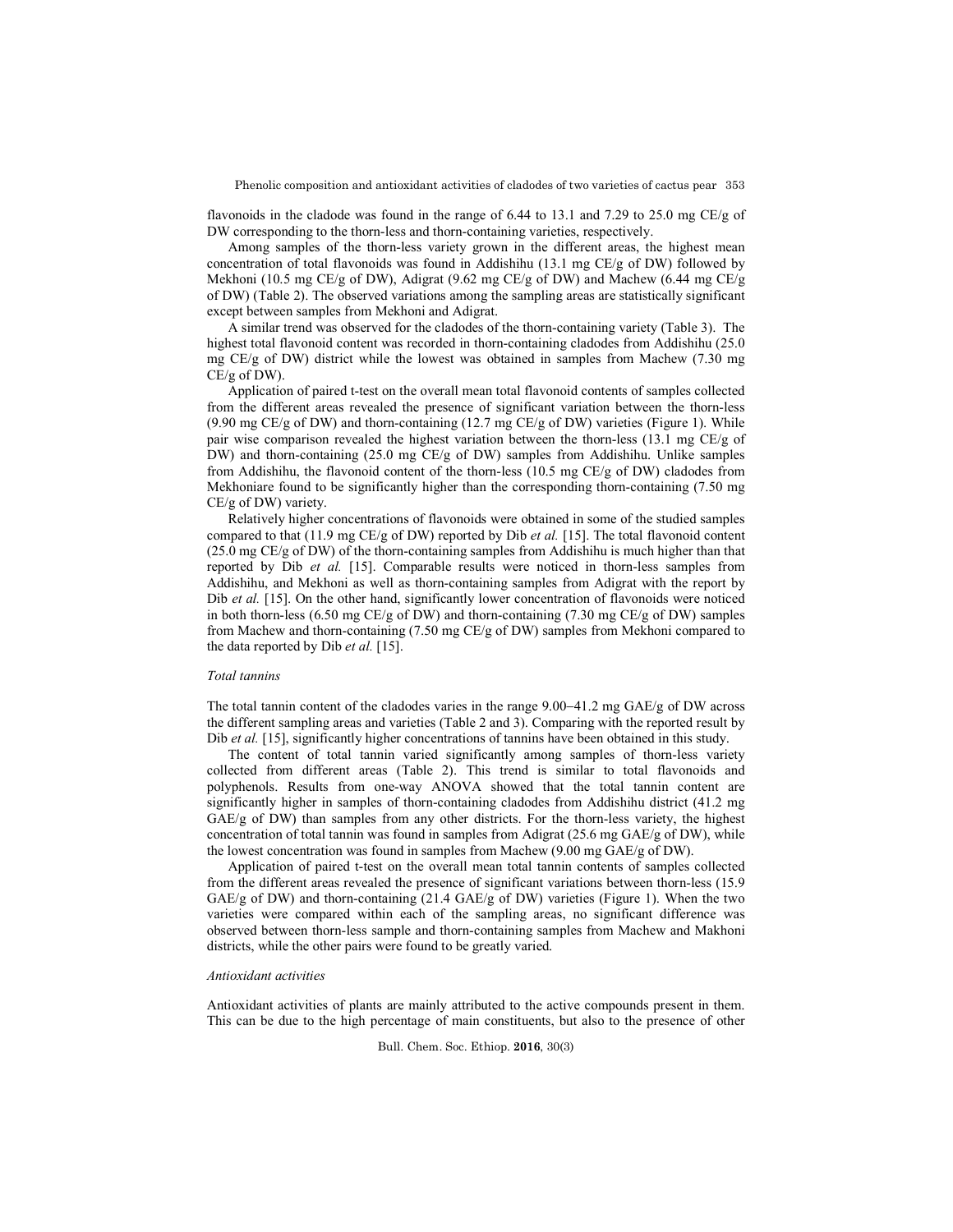flavonoids in the cladode was found in the range of 6.44 to 13.1 and 7.29 to 25.0 mg CE/g of DW corresponding to the thorn-less and thorn-containing varieties, respectively.

Among samples of the thorn-less variety grown in the different areas, the highest mean concentration of total flavonoids was found in Addishihu (13.1 mg CE/g of DW) followed by Mekhoni (10.5 mg CE/g of DW), Adigrat (9.62 mg CE/g of DW) and Machew (6.44 mg CE/g of DW) (Table 2). The observed variations among the sampling areas are statistically significant except between samples from Mekhoni and Adigrat.

A similar trend was observed for the cladodes of the thorn-containing variety (Table 3). The highest total flavonoid content was recorded in thorn-containing cladodes from Addishihu (25.0 mg CE/g of DW) district while the lowest was obtained in samples from Machew (7.30 mg CE/g of DW).

Application of paired t-test on the overall mean total flavonoid contents of samples collected from the different areas revealed the presence of significant variation between the thorn-less (9.90 mg CE/g of DW) and thorn-containing (12.7 mg CE/g of DW) varieties (Figure 1). While pair wise comparison revealed the highest variation between the thorn-less (13.1 mg CE/g of DW) and thorn-containing (25.0 mg CE/g of DW) samples from Addishihu. Unlike samples from Addishihu, the flavonoid content of the thorn-less (10.5 mg CE/g of DW) cladodes from Mekhoniare found to be significantly higher than the corresponding thorn-containing (7.50 mg CE/g of DW) variety.

Relatively higher concentrations of flavonoids were obtained in some of the studied samples compared to that (11.9 mg CE/g of DW) reported by Dib *et al.* [15]. The total flavonoid content (25.0 mg CE/g of DW) of the thorn-containing samples from Addishihu is much higher than that reported by Dib *et al.* [15]. Comparable results were noticed in thorn-less samples from Addishihu, and Mekhoni as well as thorn-containing samples from Adigrat with the report by Dib *et al.* [15]. On the other hand, significantly lower concentration of flavonoids were noticed in both thorn-less (6.50 mg CE/g of DW) and thorn-containing (7.30 mg CE/g of DW) samples from Machew and thorn-containing (7.50 mg CE/g of DW) samples from Mekhoni compared to the data reported by Dib *et al.* [15].

*Total tannins*

The total tannin content of the cladodes varies in the range 9.00‒41.2 mg GAE/g of DW across the different sampling areas and varieties (Table 2 and 3). Comparing with the reported result by Dib *et al.* [15], significantly higher concentrations of tannins have been obtained in this study.

The content of total tannin varied significantly among samples of thorn-less variety collected from different areas (Table 2). This trend is similar to total flavonoids and polyphenols. Results from one-way ANOVA showed that the total tannin content are significantly higher in samples of thorn-containing cladodes from Addishihu district (41.2 mg GAE/g of DW) than samples from any other districts. For the thorn-less variety, the highest concentration of total tannin was found in samples from Adigrat (25.6 mg GAE/g of DW), while the lowest concentration was found in samples from Machew (9.00 mg GAE/g of DW).

Application of paired t-test on the overall mean total tannin contents of samples collected from the different areas revealed the presence of significant variations between thorn-less (15.9 GAE/g of DW) and thorn-containing (21.4 GAE/g of DW) varieties (Figure 1). When the two varieties were compared within each of the sampling areas, no significant difference was observed between thorn-less sample and thorn-containing samples from Machew and Makhoni districts, while the other pairs were found to be greatly varied.

*Antioxidant activities*

Antioxidant activities of plants are mainly attributed to the active compounds present in them. This can be due to the high percentage of main constituents, but also to the presence of other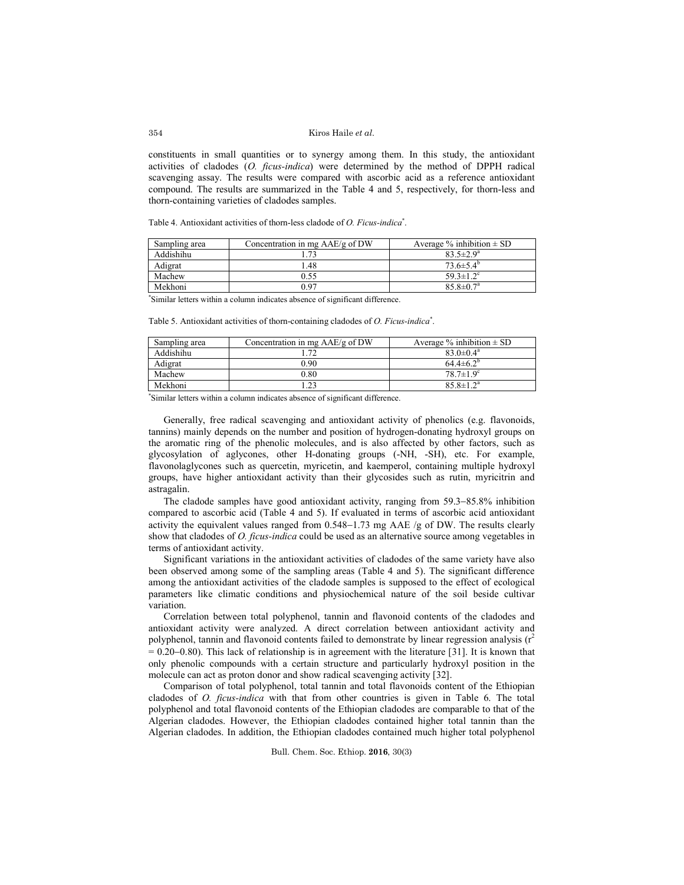constituents in small quantities or to synergy among them. In this study, the antioxidant activities of cladodes (*O. ficus-indica*) were determined by the method of DPPH radical scavenging assay. The results were compared with ascorbic acid as a reference antioxidant compound. The results are summarized in the Table 4 and 5, respectively, for thorn-less and thorn-containing varieties of cladodes samples.

Table 4. Antioxidant activities of thorn-less cladode of *O. Ficus-indica*[*].

| Sampling area | Concentration in mg AAE/g of DW | Average % inhibition ± SD |
|---|---|---|
| Addishihu | 1.73 | 83.5±2.9[a] |
| Adigrat | 1.48 | 73.6±5.4[b] |
| Machew | 0.55 | 59.3±1.2[c] |
| Mekhoni | 0.97 | 85.8±0.7[a] |

[*]Similar letters within a column indicates absence of significant difference.

Table 5. Antioxidant activities of thorn-containing cladodes of *O. Ficus-indica*[*].

| Sampling area | Concentration in mg AAE/g of DW | Average % inhibition ± SD |
|---|---|---|
| Addishihu | 1.72 | 83.0±0.4[a] |
| Adigrat | 0.90 | 64.4±6.2[b] |
| Machew | 0.80 | 78.7±1.9[c] |
| Mekhoni | 1.23 | 85.8±1.2[a] |

[*]Similar letters within a column indicates absence of significant difference.

Generally, free radical scavenging and antioxidant activity of phenolics (e.g. flavonoids, tannins) mainly depends on the number and position of hydrogen-donating hydroxyl groups on the aromatic ring of the phenolic molecules, and is also affected by other factors, such as glycosylation of aglycones, other H-donating groups (-NH, -SH), etc. For example, flavonolaglycones such as quercetin, myricetin, and kaemperol, containing multiple hydroxyl groups, have higher antioxidant activity than their glycosides such as rutin, myricitrin and astragalin.

The cladode samples have good antioxidant activity, ranging from 59.3−85.8% inhibition compared to ascorbic acid (Table 4 and 5). If evaluated in terms of ascorbic acid antioxidant activity the equivalent values ranged from 0.548−1.73 mg AAE /g of DW. The results clearly show that cladodes of *O. ficus-indica* could be used as an alternative source among vegetables in terms of antioxidant activity.

Significant variations in the antioxidant activities of cladodes of the same variety have also been observed among some of the sampling areas (Table 4 and 5). The significant difference among the antioxidant activities of the cladode samples is supposed to the effect of ecological parameters like climatic conditions and physiochemical nature of the soil beside cultivar variation.

Correlation between total polyphenol, tannin and flavonoid contents of the cladodes and antioxidant activity were analyzed. A direct correlation between antioxidant activity and polyphenol, tannin and flavonoid contents failed to demonstrate by linear regression analysis ($r^2 = 0.20$−$0.80$). This lack of relationship is in agreement with the literature [31]. It is known that only phenolic compounds with a certain structure and particularly hydroxyl position in the molecule can act as proton donor and show radical scavenging activity [32].

Comparison of total polyphenol, total tannin and total flavonoids content of the Ethiopian cladodes of *O. ficus-indica* with that from other countries is given in Table 6. The total polyphenol and total flavonoid contents of the Ethiopian cladodes are comparable to that of the Algerian cladodes. However, the Ethiopian cladodes contained higher total tannin than the Algerian cladodes. In addition, the Ethiopian cladodes contained much higher total polyphenol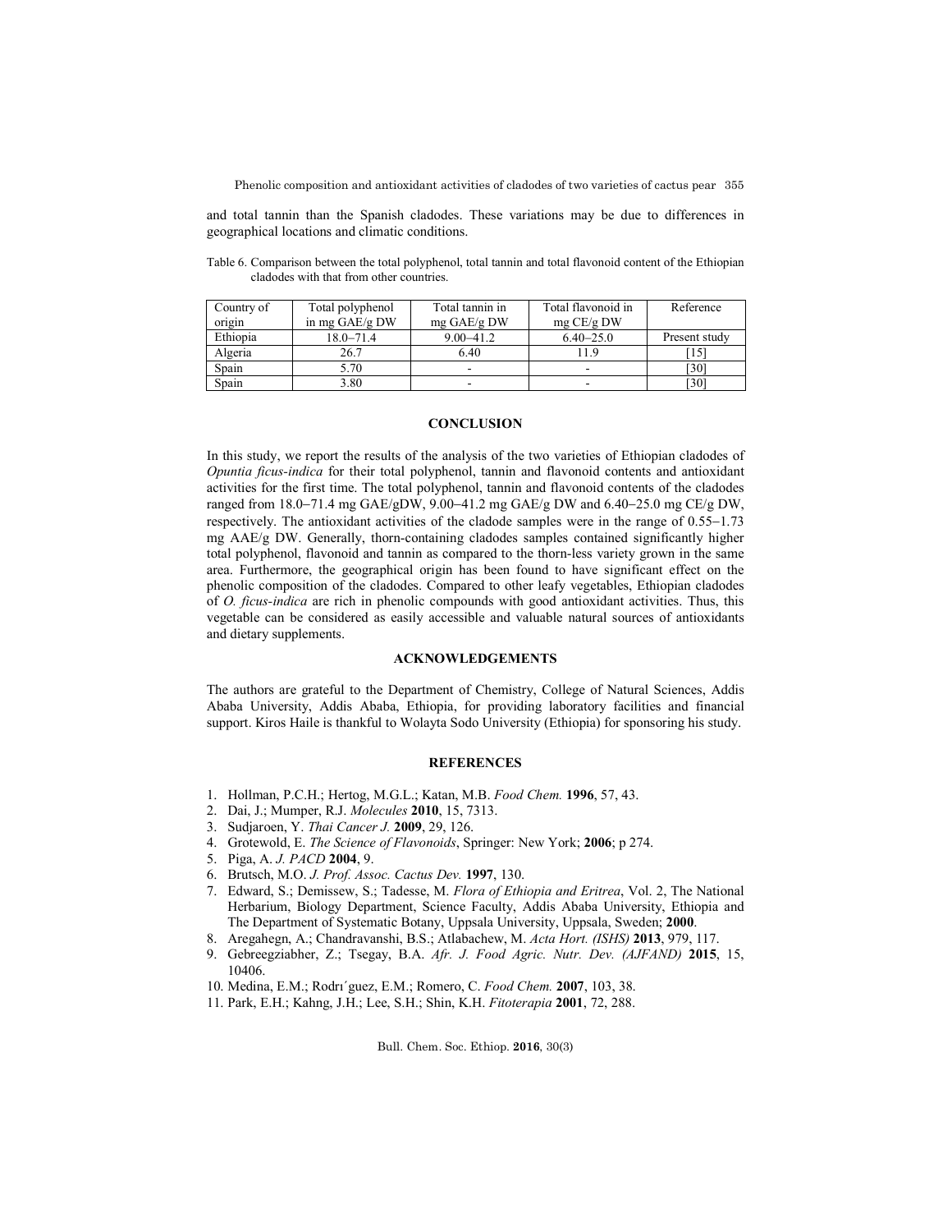and total tannin than the Spanish cladodes. These variations may be due to differences in geographical locations and climatic conditions.

Table 6. Comparison between the total polyphenol, total tannin and total flavonoid content of the Ethiopian cladodes with that from other countries.

| Country of origin | Total polyphenol in mg GAE/g DW | Total tannin in mg GAE/g DW | Total flavonoid in mg CE/g DW | Reference |
|---|---|---|---|---|
| Ethiopia | 18.0–71.4 | 9.00–41.2 | 6.40–25.0 | Present study |
| Algeria | 26.7 | 6.40 | 11.9 | [15] |
| Spain | 5.70 | - | - | [30] |
| Spain | 3.80 | - | - | [30] |

## CONCLUSION

In this study, we report the results of the analysis of the two varieties of Ethiopian cladodes of *Opuntia ficus-indica* for their total polyphenol, tannin and flavonoid contents and antioxidant activities for the first time. The total polyphenol, tannin and flavonoid contents of the cladodes ranged from 18.0−71.4 mg GAE/gDW, 9.00−41.2 mg GAE/g DW and 6.40−25.0 mg CE/g DW, respectively. The antioxidant activities of the cladode samples were in the range of 0.55−1.73 mg AAE/g DW. Generally, thorn-containing cladodes samples contained significantly higher total polyphenol, flavonoid and tannin as compared to the thorn-less variety grown in the same area. Furthermore, the geographical origin has been found to have significant effect on the phenolic composition of the cladodes. Compared to other leafy vegetables, Ethiopian cladodes of *O. ficus-indica* are rich in phenolic compounds with good antioxidant activities. Thus, this vegetable can be considered as easily accessible and valuable natural sources of antioxidants and dietary supplements.

## ACKNOWLEDGEMENTS

The authors are grateful to the Department of Chemistry, College of Natural Sciences, Addis Ababa University, Addis Ababa, Ethiopia, for providing laboratory facilities and financial support. Kiros Haile is thankful to Wolayta Sodo University (Ethiopia) for sponsoring his study.

## REFERENCES

1. Hollman, P.C.H.; Hertog, M.G.L.; Katan, M.B. *Food Chem.* **1996**, 57, 43.
2. Dai, J.; Mumper, R.J. *Molecules* **2010**, 15, 7313.
3. Sudjaroen, Y. *Thai Cancer J.* **2009**, 29, 126.
4. Grotewold, E. *The Science of Flavonoids*, Springer: New York; **2006**; p 274.
5. Piga, A. *J. PACD* **2004**, 9.
6. Brutsch, M.O. *J. Prof. Assoc. Cactus Dev.* **1997**, 130.
7. Edward, S.; Demissew, S.; Tadesse, M. *Flora of Ethiopia and Eritrea*, Vol. 2, The National Herbarium, Biology Department, Science Faculty, Addis Ababa University, Ethiopia and The Department of Systematic Botany, Uppsala University, Uppsala, Sweden; **2000**.
8. Aregahegn, A.; Chandravanshi, B.S.; Atlabachew, M. *Acta Hort. (ISHS)* **2013**, 979, 117.
9. Gebreegziabher, Z.; Tsegay, B.A. *Afr. J. Food Agric. Nutr. Dev. (AJFAND)* **2015**, 15, 10406.
10. Medina, E.M.; Rodrı´guez, E.M.; Romero, C. *Food Chem.* **2007**, 103, 38.
11. Park, E.H.; Kahng, J.H.; Lee, S.H.; Shin, K.H. *Fitoterapia* **2001**, 72, 288.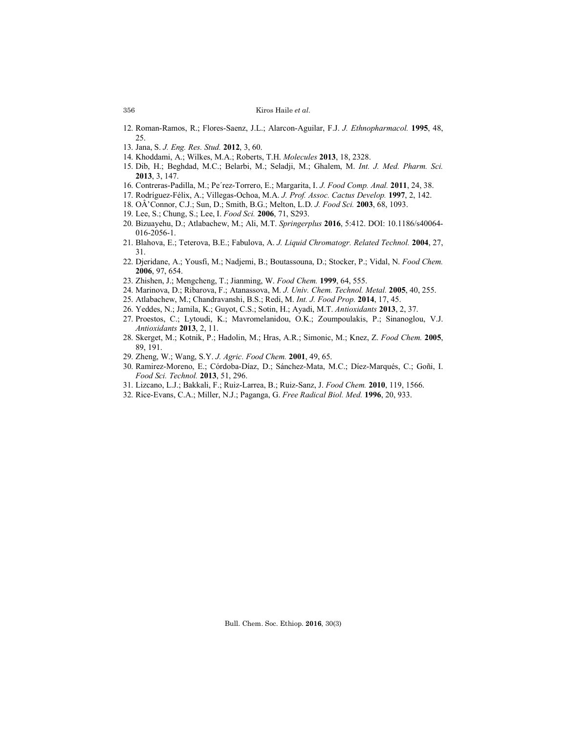12. Roman-Ramos, R.; Flores-Saenz, J.L.; Alarcon-Aguilar, F.J. *J. Ethnopharmacol.* **1995**, 48, 25.
13. Jana, S. *J. Eng. Res. Stud.* **2012**, 3, 60.
14. Khoddami, A.; Wilkes, M.A.; Roberts, T.H. *Molecules* **2013**, 18, 2328.
15. Dib, H.; Beghdad, M.C.; Belarbi, M.; Seladji, M.; Ghalem, M. *Int. J. Med. Pharm. Sci.* **2013**, 3, 147.
16. Contreras-Padilla, M.; Pe´rez-Torrero, E.; Margarita, I. *J. Food Comp. Anal.* **2011**, 24, 38.
17. Rodríguez-Félix, A.; Villegas-Ochoa, M.A. *J. Prof. Assoc. Cactus Develop.* **1997**, 2, 142.
18. OÂ'Connor, C.J.; Sun, D.; Smith, B.G.; Melton, L.D. *J. Food Sci.* **2003**, 68, 1093.
19. Lee, S.; Chung, S.; Lee, I. *Food Sci.* **2006**, 71, S293.
20. Bizuayehu, D.; Atlabachew, M.; Ali, M.T. *Springerplus* **2016**, 5:412. DOI: 10.1186/s40064-016-2056-1.
21. Blahova, E.; Teterova, B.E.; Fabulova, A. *J. Liquid Chromatogr. Related Technol.* **2004**, 27, 31.
22. Djeridane, A.; Yousfi, M.; Nadjemi, B.; Boutassouna, D.; Stocker, P.; Vidal, N. *Food Chem.* **2006**, 97, 654.
23. Zhishen, J.; Mengcheng, T.; Jianming, W. *Food Chem.* **1999**, 64, 555.
24. Marinova, D.; Ribarova, F.; Atanassova, M. *J. Univ. Chem. Technol. Metal.* **2005**, 40, 255.
25. Atlabachew, M.; Chandravanshi, B.S.; Redi, M. *Int. J. Food Prop.* **2014**, 17, 45.
26. Yeddes, N.; Jamila, K.; Guyot, C.S.; Sotin, H.; Ayadi, M.T. *Antioxidants* **2013**, 2, 37.
27. Proestos, C.; Lytoudi, K.; Mavromelanidou, O.K.; Zoumpoulakis, P.; Sinanoglou, V.J. *Antioxidants* **2013**, 2, 11.
28. Skerget, M.; Kotnik, P.; Hadolin, M.; Hras, A.R.; Simonic, M.; Knez, Z. *Food Chem.* **2005**, 89, 191.
29. Zheng, W.; Wang, S.Y. *J. Agric. Food Chem.* **2001**, 49, 65.
30. Ramirez-Moreno, E.; Córdoba-Díaz, D.; Sánchez-Mata, M.C.; Díez-Marqués, C.; Goñi, I. *Food Sci. Technol.* **2013**, 51, 296.
31. Lizcano, L.J.; Bakkali, F.; Ruiz-Larrea, B.; Ruiz-Sanz, J. *Food Chem.* **2010**, 119, 1566.
32. Rice-Evans, C.A.; Miller, N.J.; Paganga, G. *Free Radical Biol. Med.* **1996**, 20, 933.